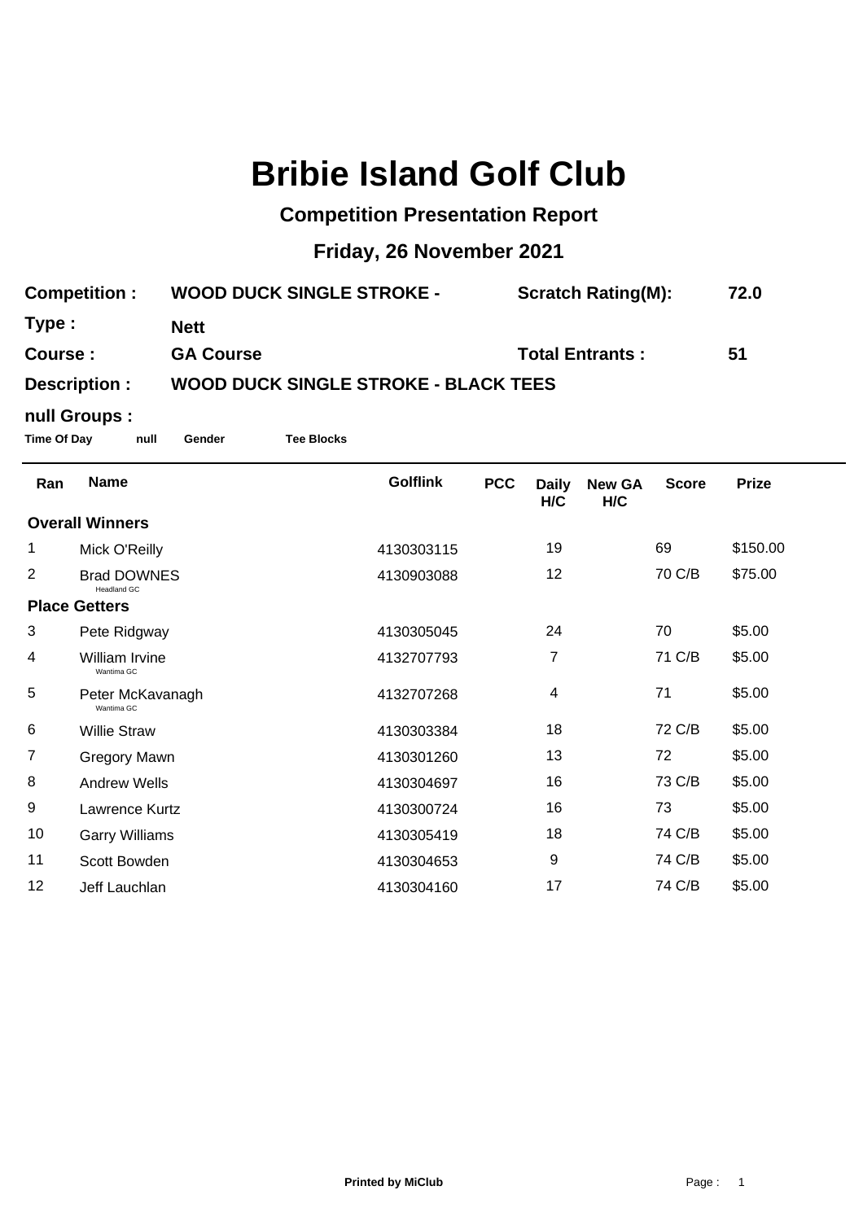# Bribie Island Golf Club

## Competition Presentation Report

## Friday, 26 November 2021

**Competition :** WOOD DUCK SINGLE STROKE - **Scratch Rating(M):** 72.0

**Type :** Nett

**Course :** GA Course **Total Entrants :** 51

**Description :** WOOD DUCK SINGLE STROKE - BLACK TEES

**null Groups :**

**Time Of Day** **null** **Gender** **Tee Blocks**

| Ran | Name | Golflink | PCC | Daily H/C | New GA H/C | Score | Prize |
|---|---|---|---|---|---|---|---|
| **Overall Winners** | | | | | | | |
| 1 | Mick O'Reilly | 4130303115 | | 19 | | 69 | $150.00 |
| 2 | Brad DOWNES (Headland GC) | 4130903088 | | 12 | | 70 C/B | $75.00 |
| **Place Getters** | | | | | | | |
| 3 | Pete Ridgway | 4130305045 | | 24 | | 70 | $5.00 |
| 4 | William Irvine (Wantima GC) | 4132707793 | | 7 | | 71 C/B | $5.00 |
| 5 | Peter McKavanagh (Wantima GC) | 4132707268 | | 4 | | 71 | $5.00 |
| 6 | Willie Straw | 4130303384 | | 18 | | 72 C/B | $5.00 |
| 7 | Gregory Mawn | 4130301260 | | 13 | | 72 | $5.00 |
| 8 | Andrew Wells | 4130304697 | | 16 | | 73 C/B | $5.00 |
| 9 | Lawrence Kurtz | 4130300724 | | 16 | | 73 | $5.00 |
| 10 | Garry Williams | 4130305419 | | 18 | | 74 C/B | $5.00 |
| 11 | Scott Bowden | 4130304653 | | 9 | | 74 C/B | $5.00 |
| 12 | Jeff Lauchlan | 4130304160 | | 17 | | 74 C/B | $5.00 |

Printed by MiClub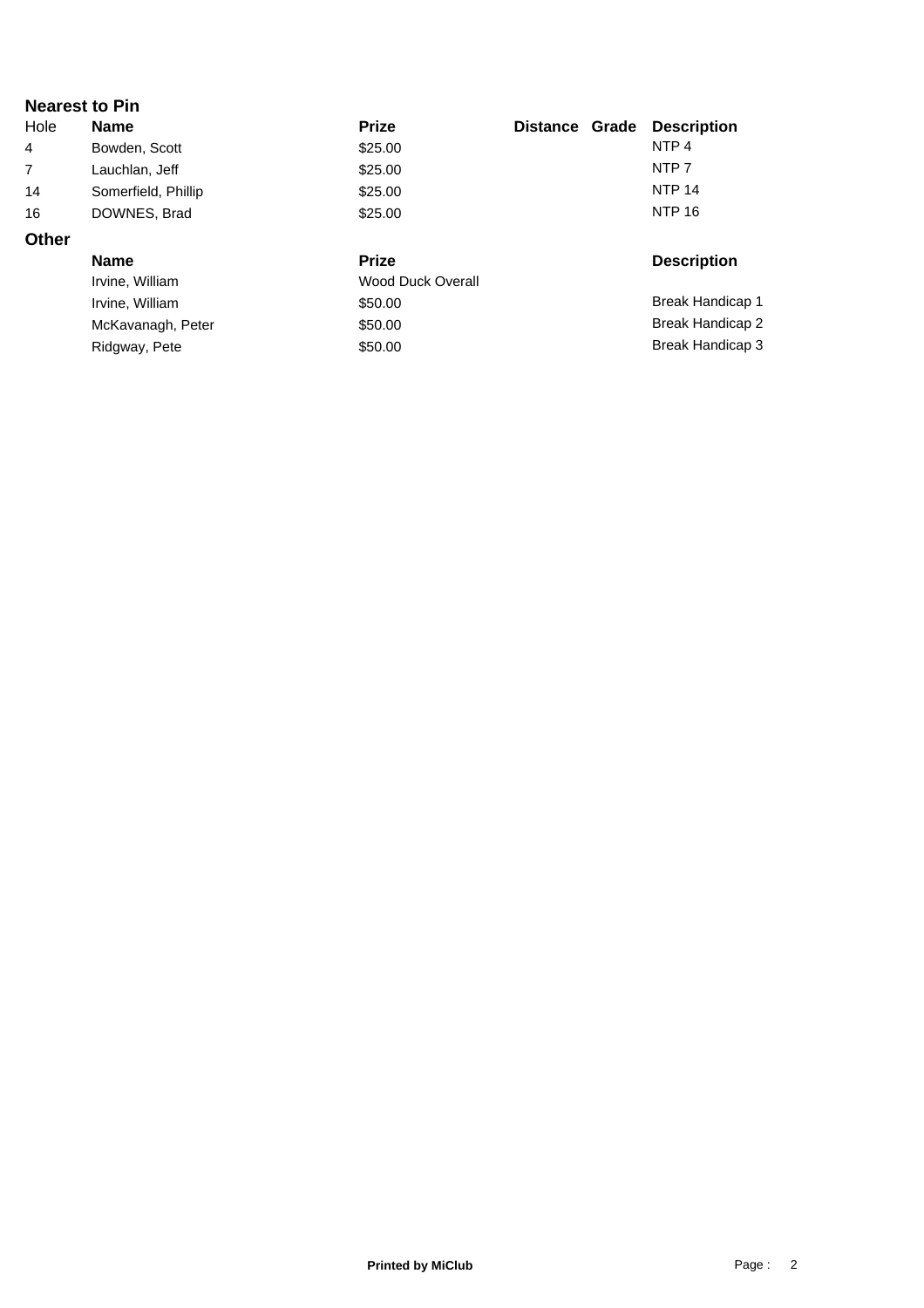## Nearest to Pin

| Hole | Name | Prize | Distance | Grade | Description |
| --- | --- | --- | --- | --- | --- |
| 4 | Bowden, Scott | $25.00 | | | NTP 4 |
| 7 | Lauchlan, Jeff | $25.00 | | | NTP 7 |
| 14 | Somerfield, Phillip | $25.00 | | | NTP 14 |
| 16 | DOWNES, Brad | $25.00 | | | NTP 16 |

## Other

| Name | Prize | Description |
| --- | --- | --- |
| Irvine, William | Wood Duck Overall | |
| Irvine, William | $50.00 | Break Handicap 1 |
| McKavanagh, Peter | $50.00 | Break Handicap 2 |
| Ridgway, Pete | $50.00 | Break Handicap 3 |

**Printed by MiClub**